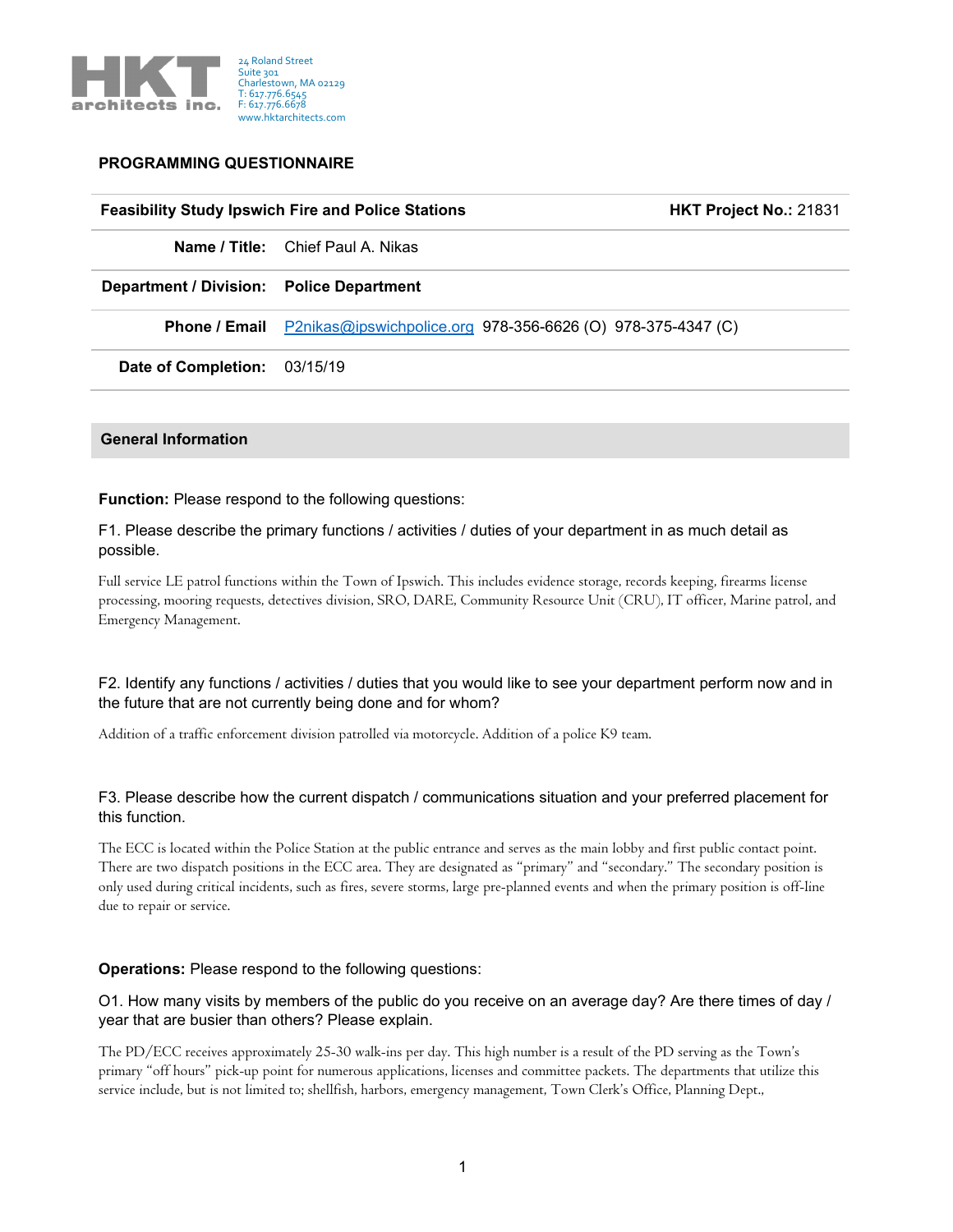HKT architects inc.

24 Roland Street
Suite 301
Charlestown, MA 02129
T: 617.776.6545
F: 617.776.6678
www.hktarchitects.com

## PROGRAMMING QUESTIONNAIRE

| Feasibility Study Ipswich Fire and Police Stations | **HKT Project No.:** 21831 |
|---|---|
| **Name / Title:** | Chief Paul A. Nikas |
| **Department / Division:** | **Police Department** |
| **Phone / Email** | P2nikas@ipswichpolice.org 978-356-6626 (O) 978-375-4347 (C) |
| **Date of Completion:** | 03/15/19 |

### General Information

**Function:** Please respond to the following questions:

F1. Please describe the primary functions / activities / duties of your department in as much detail as possible.

Full service LE patrol functions within the Town of Ipswich. This includes evidence storage, records keeping, firearms license processing, mooring requests, detectives division, SRO, DARE, Community Resource Unit (CRU), IT officer, Marine patrol, and Emergency Management.

F2. Identify any functions / activities / duties that you would like to see your department perform now and in the future that are not currently being done and for whom?

Addition of a traffic enforcement division patrolled via motorcycle. Addition of a police K9 team.

F3. Please describe how the current dispatch / communications situation and your preferred placement for this function.

The ECC is located within the Police Station at the public entrance and serves as the main lobby and first public contact point. There are two dispatch positions in the ECC area. They are designated as "primary" and "secondary." The secondary position is only used during critical incidents, such as fires, severe storms, large pre-planned events and when the primary position is off-line due to repair or service.

**Operations:** Please respond to the following questions:

O1. How many visits by members of the public do you receive on an average day? Are there times of day / year that are busier than others? Please explain.

The PD/ECC receives approximately 25-30 walk-ins per day. This high number is a result of the PD serving as the Town's primary "off hours" pick-up point for numerous applications, licenses and committee packets. The departments that utilize this service include, but is not limited to; shellfish, harbors, emergency management, Town Clerk's Office, Planning Dept.,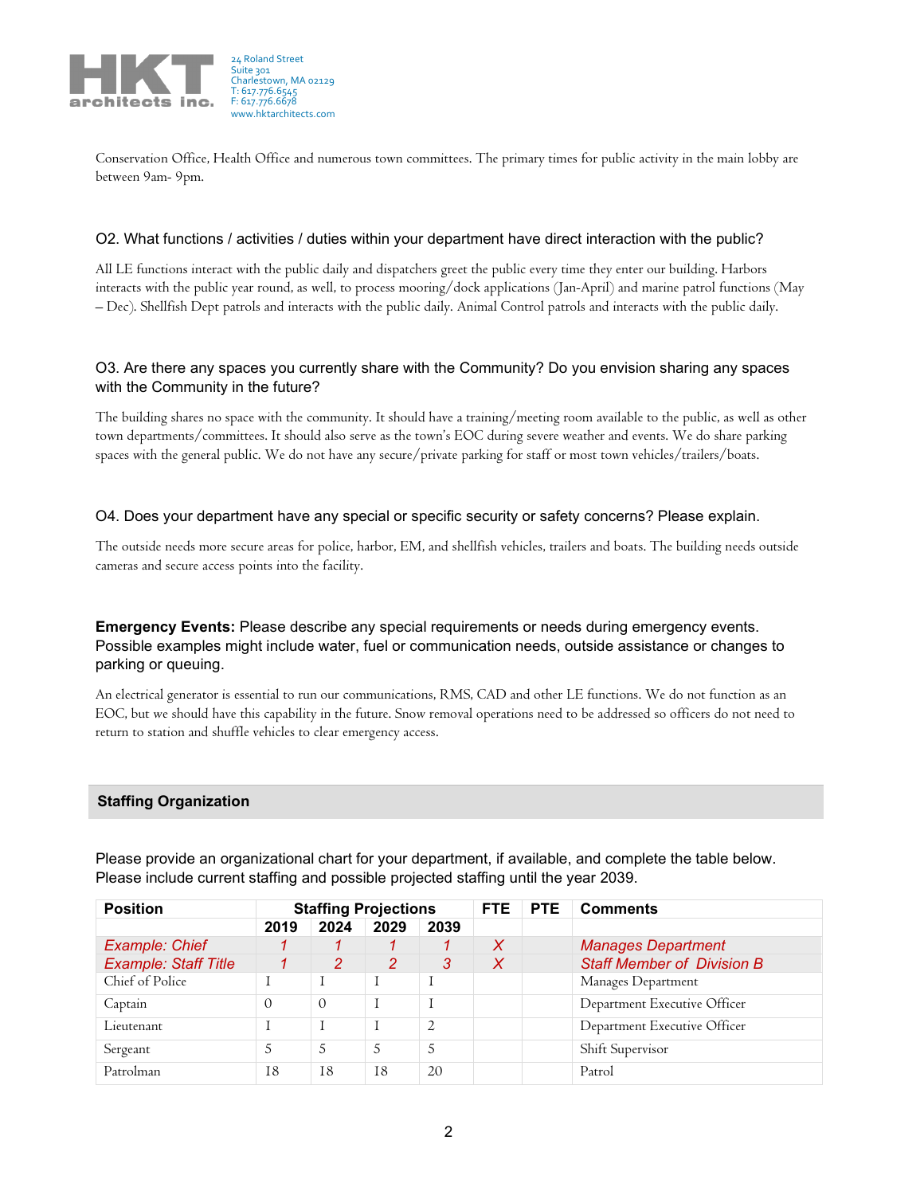Conservation Office, Health Office and numerous town committees. The primary times for public activity in the main lobby are between 9am- 9pm.

### O2. What functions / activities / duties within your department have direct interaction with the public?

All LE functions interact with the public daily and dispatchers greet the public every time they enter our building. Harbors interacts with the public year round, as well, to process mooring/dock applications (Jan-April) and marine patrol functions (May – Dec). Shellfish Dept patrols and interacts with the public daily. Animal Control patrols and interacts with the public daily.

### O3. Are there any spaces you currently share with the Community? Do you envision sharing any spaces with the Community in the future?

The building shares no space with the community. It should have a training/meeting room available to the public, as well as other town departments/committees. It should also serve as the town's EOC during severe weather and events. We do share parking spaces with the general public. We do not have any secure/private parking for staff or most town vehicles/trailers/boats.

### O4. Does your department have any special or specific security or safety concerns? Please explain.

The outside needs more secure areas for police, harbor, EM, and shellfish vehicles, trailers and boats. The building needs outside cameras and secure access points into the facility.

**Emergency Events:** Please describe any special requirements or needs during emergency events. Possible examples might include water, fuel or communication needs, outside assistance or changes to parking or queuing.

An electrical generator is essential to run our communications, RMS, CAD and other LE functions. We do not function as an EOC, but we should have this capability in the future. Snow removal operations need to be addressed so officers do not need to return to station and shuffle vehicles to clear emergency access.

## Staffing Organization

Please provide an organizational chart for your department, if available, and complete the table below. Please include current staffing and possible projected staffing until the year 2039.

| Position | Staffing Projections | | | | FTE | PTE | Comments |
|---|---|---|---|---|---|---|---|
| | 2019 | 2024 | 2029 | 2039 | | | |
| *Example: Chief* | *1* | *1* | *1* | *1* | *X* | | *Manages Department* |
| *Example: Staff Title* | *1* | *2* | *2* | *3* | *X* | | *Staff Member of Division B* |
| Chief of Police | 1 | 1 | 1 | 1 | | | Manages Department |
| Captain | 0 | 0 | 1 | 1 | | | Department Executive Officer |
| Lieutenant | 1 | 1 | 1 | 2 | | | Department Executive Officer |
| Sergeant | 5 | 5 | 5 | 5 | | | Shift Supervisor |
| Patrolman | 18 | 18 | 18 | 20 | | | Patrol |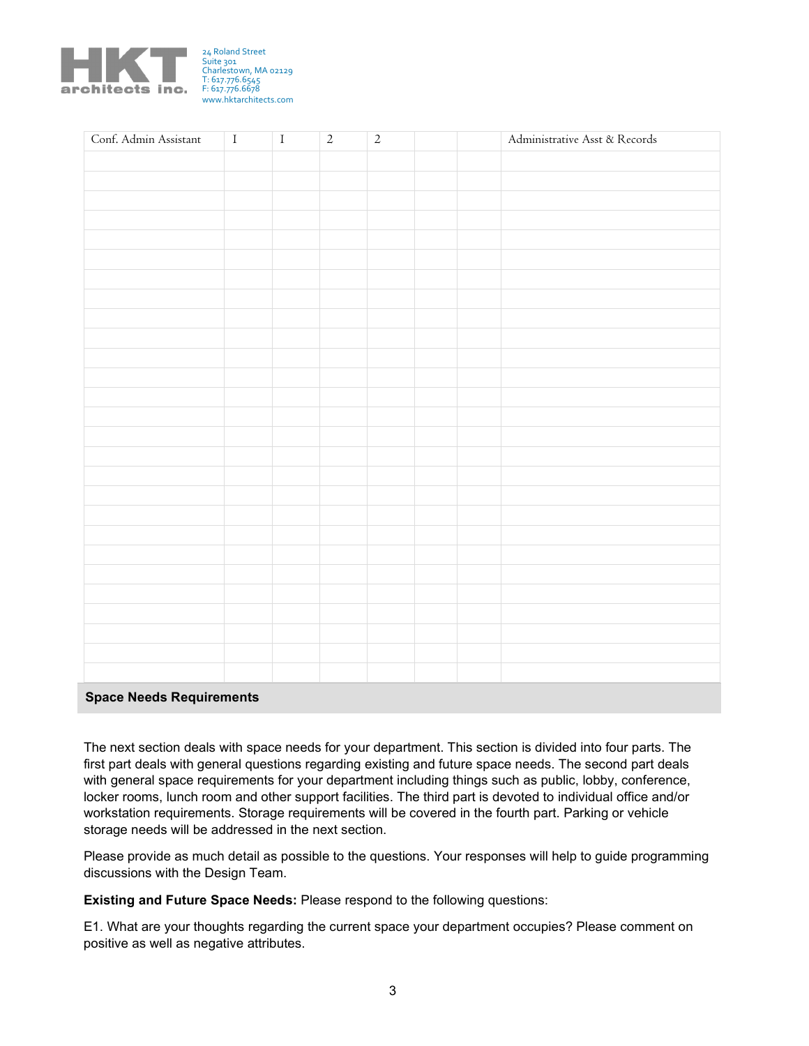| Conf. Admin Assistant | I | I | 2 | 2 | | | Administrative Asst & Records |
|---|---|---|---|---|---|---|---|
| | | | | | | | |
| | | | | | | | |
| | | | | | | | |
| | | | | | | | |
| | | | | | | | |
| | | | | | | | |
| | | | | | | | |
| | | | | | | | |
| | | | | | | | |
| | | | | | | | |
| | | | | | | | |
| | | | | | | | |
| | | | | | | | |
| | | | | | | | |
| | | | | | | | |
| | | | | | | | |
| | | | | | | | |
| | | | | | | | |
| | | | | | | | |
| | | | | | | | |
| | | | | | | | |
| | | | | | | | |
| | | | | | | | |
| | | | | | | | |
| | | | | | | | |
| | | | | | | | |

## Space Needs Requirements

The next section deals with space needs for your department. This section is divided into four parts. The first part deals with general questions regarding existing and future space needs. The second part deals with general space requirements for your department including things such as public, lobby, conference, locker rooms, lunch room and other support facilities. The third part is devoted to individual office and/or workstation requirements. Storage requirements will be covered in the fourth part. Parking or vehicle storage needs will be addressed in the next section.

Please provide as much detail as possible to the questions. Your responses will help to guide programming discussions with the Design Team.

**Existing and Future Space Needs:** Please respond to the following questions:

E1. What are your thoughts regarding the current space your department occupies? Please comment on positive as well as negative attributes.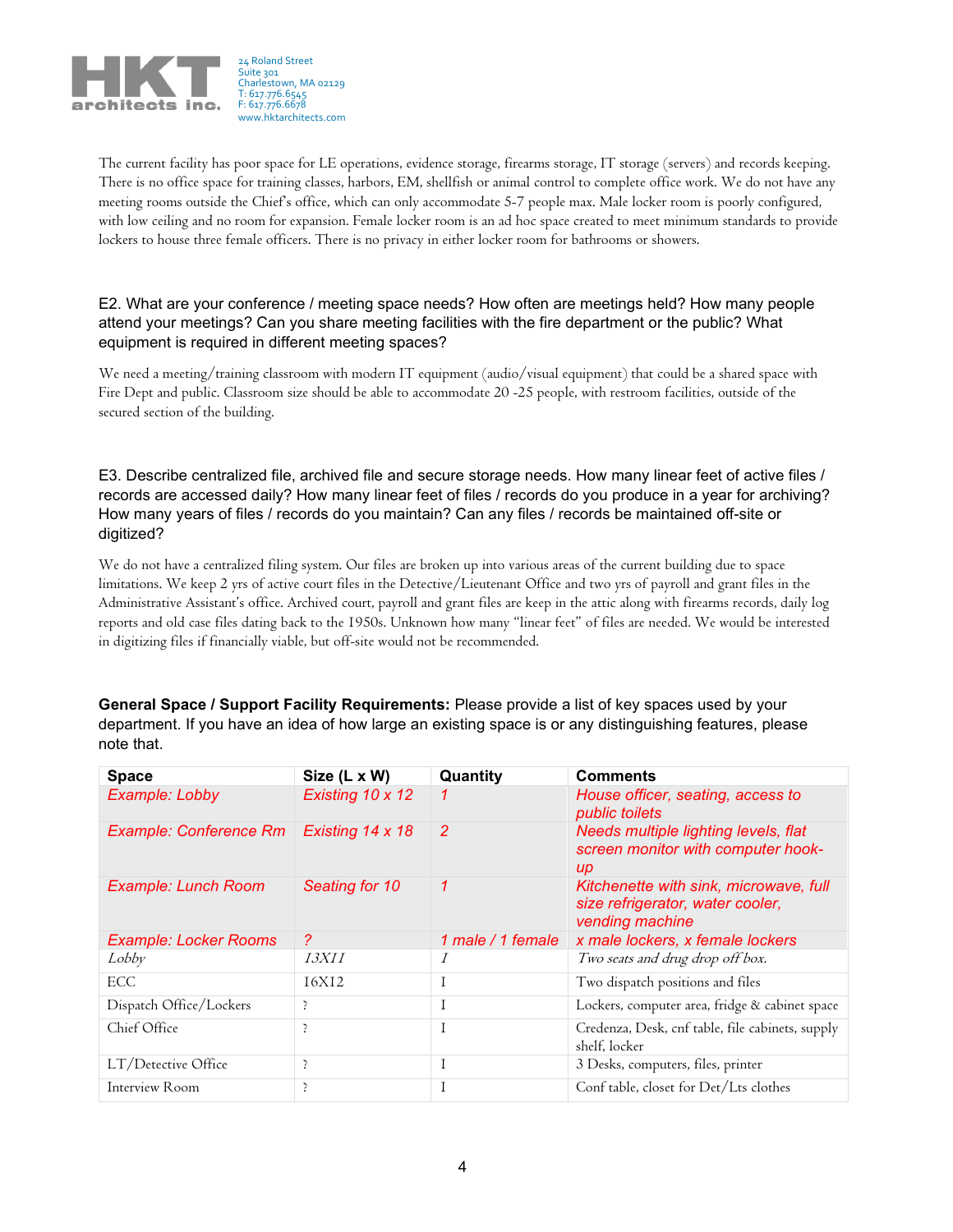The current facility has poor space for LE operations, evidence storage, firearms storage, IT storage (servers) and records keeping. There is no office space for training classes, harbors, EM, shellfish or animal control to complete office work. We do not have any meeting rooms outside the Chief's office, which can only accommodate 5-7 people max. Male locker room is poorly configured, with low ceiling and no room for expansion. Female locker room is an ad hoc space created to meet minimum standards to provide lockers to house three female officers. There is no privacy in either locker room for bathrooms or showers.

E2. What are your conference / meeting space needs? How often are meetings held? How many people attend your meetings? Can you share meeting facilities with the fire department or the public? What equipment is required in different meeting spaces?

We need a meeting/training classroom with modern IT equipment (audio/visual equipment) that could be a shared space with Fire Dept and public. Classroom size should be able to accommodate 20 -25 people, with restroom facilities, outside of the secured section of the building.

E3. Describe centralized file, archived file and secure storage needs. How many linear feet of active files / records are accessed daily? How many linear feet of files / records do you produce in a year for archiving? How many years of files / records do you maintain? Can any files / records be maintained off-site or digitized?

We do not have a centralized filing system. Our files are broken up into various areas of the current building due to space limitations. We keep 2 yrs of active court files in the Detective/Lieutenant Office and two yrs of payroll and grant files in the Administrative Assistant's office. Archived court, payroll and grant files are keep in the attic along with firearms records, daily log reports and old case files dating back to the 1950s. Unknown how many "linear feet" of files are needed. We would be interested in digitizing files if financially viable, but off-site would not be recommended.

**General Space / Support Facility Requirements:** Please provide a list of key spaces used by your department. If you have an idea of how large an existing space is or any distinguishing features, please note that.

| Space | Size (L x W) | Quantity | Comments |
|---|---|---|---|
| *Example: Lobby* | *Existing 10 x 12* | *1* | *House officer, seating, access to public toilets* |
| *Example: Conference Rm* | *Existing 14 x 18* | *2* | *Needs multiple lighting levels, flat screen monitor with computer hook-up* |
| *Example: Lunch Room* | *Seating for 10* | *1* | *Kitchenette with sink, microwave, full size refrigerator, water cooler, vending machine* |
| *Example: Locker Rooms* | *?* | *1 male / 1 female* | *x male lockers, x female lockers* |
| *Lobby* | *13X11* | *1* | *Two seats and drug drop off box.* |
| ECC | 16X12 | 1 | Two dispatch positions and files |
| Dispatch Office/Lockers | ? | 1 | Lockers, computer area, fridge & cabinet space |
| Chief Office | ? | 1 | Credenza, Desk, cnf table, file cabinets, supply shelf, locker |
| LT/Detective Office | ? | 1 | 3 Desks, computers, files, printer |
| Interview Room | ? | 1 | Conf table, closet for Det/Lts clothes |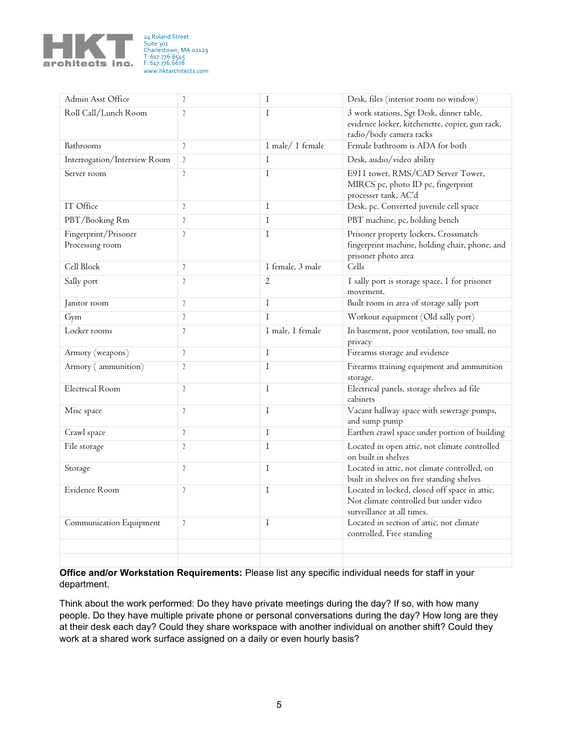| Admin Asst Office | ? | 1 | Desk, files (interior room no window) |
|---|---|---|---|
| Roll Call/Lunch Room | ? | 1 | 3 work stations, Sgt Desk, dinner table, evidence locker, kitchenette, copier, gun rack, radio/body camera racks |
| Bathrooms | ? | 1 male/ 1 female | Female bathroom is ADA for both |
| Interrogation/Interview Room | ? | 1 | Desk, audio/video ability |
| Server room | ? | 1 | E911 tower, RMS/CAD Server Tower, MIRCS pc, photo ID pc, fingerprint processer tank, AC'd |
| IT Office | ? | 1 | Desk, pc. Converted juvenile cell space |
| PBT/Booking Rm | ? | 1 | PBT machine, pc, holding bench |
| Fingerprint/Prisoner Processing room | ? | 1 | Prisoner property lockers, Crossmatch fingerprint machine, holding chair, phone, and prisoner photo area |
| Cell Block | ? | 1 female, 3 male | Cells |
| Sally port | ? | 2 | 1 sally port is storage space, 1 for prisoner movement. |
| Janitor room | ? | 1 | Built room in area of storage sally port |
| Gym | ? | 1 | Workout equipment (Old sally port) |
| Locker rooms | ? | 1 male, 1 female | In basement, poor ventilation, too small, no privacy |
| Armory (weapons) | ? | 1 | Firearms storage and evidence |
| Armory ( ammunition) | ? | 1 | Firearms training equipment and ammunition storage. |
| Electrical Room | ? | 1 | Electrical panels, storage shelves ad file cabinets |
| Misc space | ? | 1 | Vacant hallway space with sewerage pumps, and sump pump |
| Crawl space | ? | 1 | Earthen crawl space under portion of building |
| File storage | ? | 1 | Located in open attic, not climate controlled on built in shelves |
| Storage | ? | 1 | Located in attic, not climate controlled, on built in shelves on free standing shelves |
| Evidence Room | ? | 1 | Located in locked, closed off space in attic. Not climate controlled but under video surveillance at all times. |
| Communication Equipment | ? | 1 | Located in section of attic, not climate controlled. Free standing |
| | | | |
| | | | |

**Office and/or Workstation Requirements:** Please list any specific individual needs for staff in your department.

Think about the work performed: Do they have private meetings during the day? If so, with how many people. Do they have multiple private phone or personal conversations during the day? How long are they at their desk each day? Could they share workspace with another individual on another shift? Could they work at a shared work surface assigned on a daily or even hourly basis?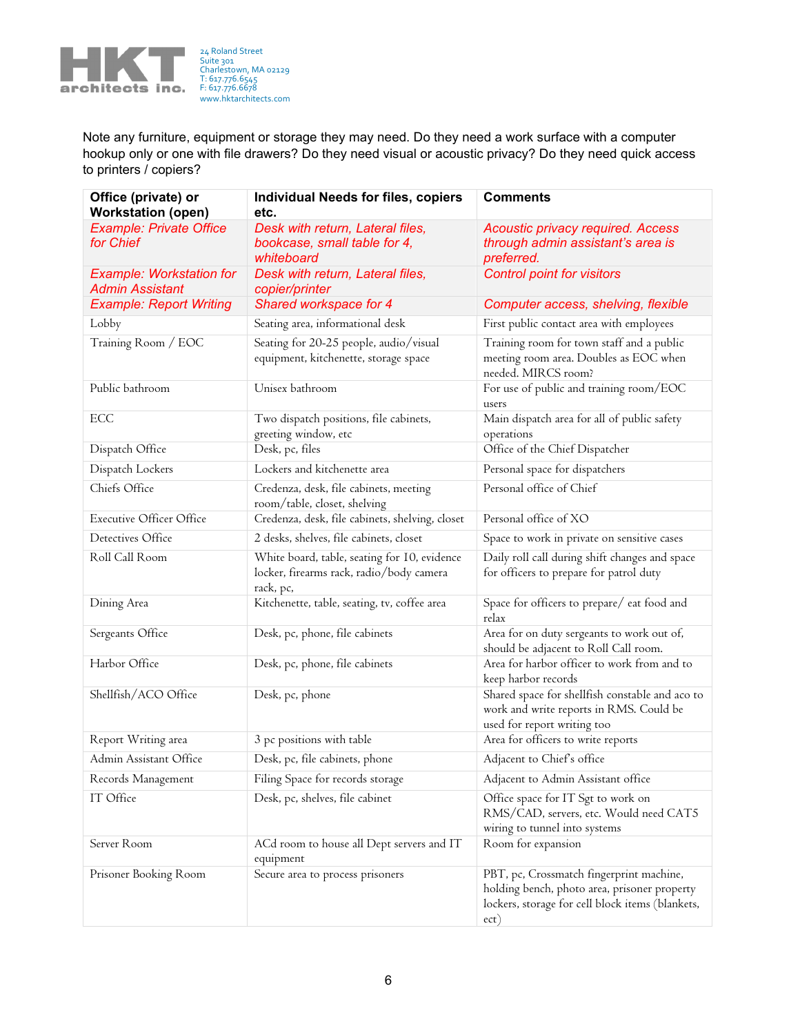Note any furniture, equipment or storage they may need. Do they need a work surface with a computer hookup only or one with file drawers? Do they need visual or acoustic privacy? Do they need quick access to printers / copiers?

| Office (private) or Workstation (open) | Individual Needs for files, copiers etc. | Comments |
|---|---|---|
| *Example: Private Office for Chief* | *Desk with return, Lateral files, bookcase, small table for 4, whiteboard* | *Acoustic privacy required. Access through admin assistant's area is preferred.* |
| *Example: Workstation for Admin Assistant* | *Desk with return, Lateral files, copier/printer* | *Control point for visitors* |
| *Example: Report Writing* | *Shared workspace for 4* | *Computer access, shelving, flexible* |
| Lobby | Seating area, informational desk | First public contact area with employees |
| Training Room / EOC | Seating for 20-25 people, audio/visual equipment, kitchenette, storage space | Training room for town staff and a public meeting room area. Doubles as EOC when needed. MIRCS room? |
| Public bathroom | Unisex bathroom | For use of public and training room/EOC users |
| ECC | Two dispatch positions, file cabinets, greeting window, etc | Main dispatch area for all of public safety operations |
| Dispatch Office | Desk, pc, files | Office of the Chief Dispatcher |
| Dispatch Lockers | Lockers and kitchenette area | Personal space for dispatchers |
| Chiefs Office | Credenza, desk, file cabinets, meeting room/table, closet, shelving | Personal office of Chief |
| Executive Officer Office | Credenza, desk, file cabinets, shelving, closet | Personal office of XO |
| Detectives Office | 2 desks, shelves, file cabinets, closet | Space to work in private on sensitive cases |
| Roll Call Room | White board, table, seating for 10, evidence locker, firearms rack, radio/body camera rack, pc, | Daily roll call during shift changes and space for officers to prepare for patrol duty |
| Dining Area | Kitchenette, table, seating, tv, coffee area | Space for officers to prepare/ eat food and relax |
| Sergeants Office | Desk, pc, phone, file cabinets | Area for on duty sergeants to work out of, should be adjacent to Roll Call room. |
| Harbor Office | Desk, pc, phone, file cabinets | Area for harbor officer to work from and to keep harbor records |
| Shellfish/ACO Office | Desk, pc, phone | Shared space for shellfish constable and aco to work and write reports in RMS. Could be used for report writing too |
| Report Writing area | 3 pc positions with table | Area for officers to write reports |
| Admin Assistant Office | Desk, pc, file cabinets, phone | Adjacent to Chief's office |
| Records Management | Filing Space for records storage | Adjacent to Admin Assistant office |
| IT Office | Desk, pc, shelves, file cabinet | Office space for IT Sgt to work on RMS/CAD, servers, etc. Would need CAT5 wiring to tunnel into systems |
| Server Room | ACd room to house all Dept servers and IT equipment | Room for expansion |
| Prisoner Booking Room | Secure area to process prisoners | PBT, pc, Crossmatch fingerprint machine, holding bench, photo area, prisoner property lockers, storage for cell block items (blankets, ect) |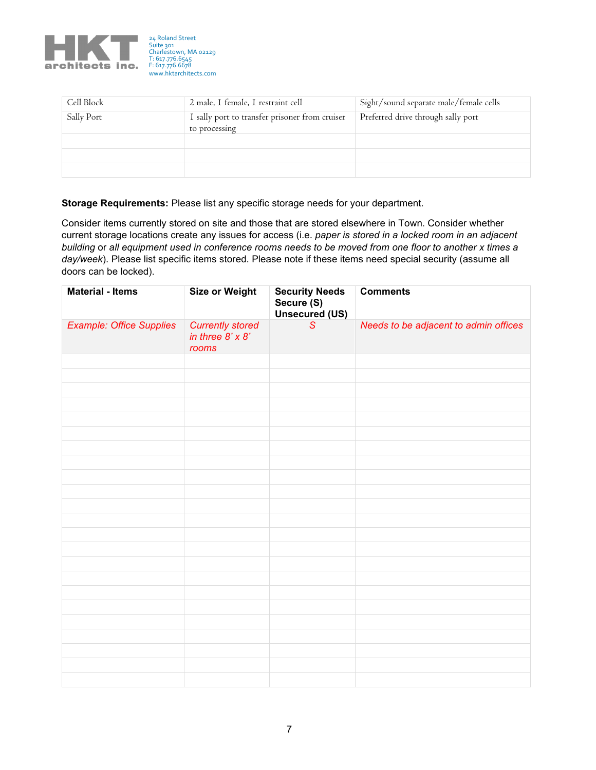| | | |
|---|---|---|
| Cell Block | 2 male, 1 female, 1 restraint cell | Sight/sound separate male/female cells |
| Sally Port | 1 sally port to transfer prisoner from cruiser to processing | Preferred drive through sally port |
| | | |
| | | |
| | | |

**Storage Requirements:** Please list any specific storage needs for your department.

Consider items currently stored on site and those that are stored elsewhere in Town. Consider whether current storage locations create any issues for access (i.e. *paper is stored in a locked room in an adjacent building* or *all equipment used in conference rooms needs to be moved from one floor to another x times a day/week*). Please list specific items stored. Please note if these items need special security (assume all doors can be locked).

| Material - Items | Size or Weight | Security Needs Secure (S) Unsecured (US) | Comments |
|---|---|---|---|
| *Example: Office Supplies* | *Currently stored in three 8' x 8' rooms* | *S* | *Needs to be adjacent to admin offices* |
| | | | |
| | | | |
| | | | |
| | | | |
| | | | |
| | | | |
| | | | |
| | | | |
| | | | |
| | | | |
| | | | |
| | | | |
| | | | |
| | | | |
| | | | |
| | | | |
| | | | |
| | | | |
| | | | |
| | | | |
| | | | |
| | | | |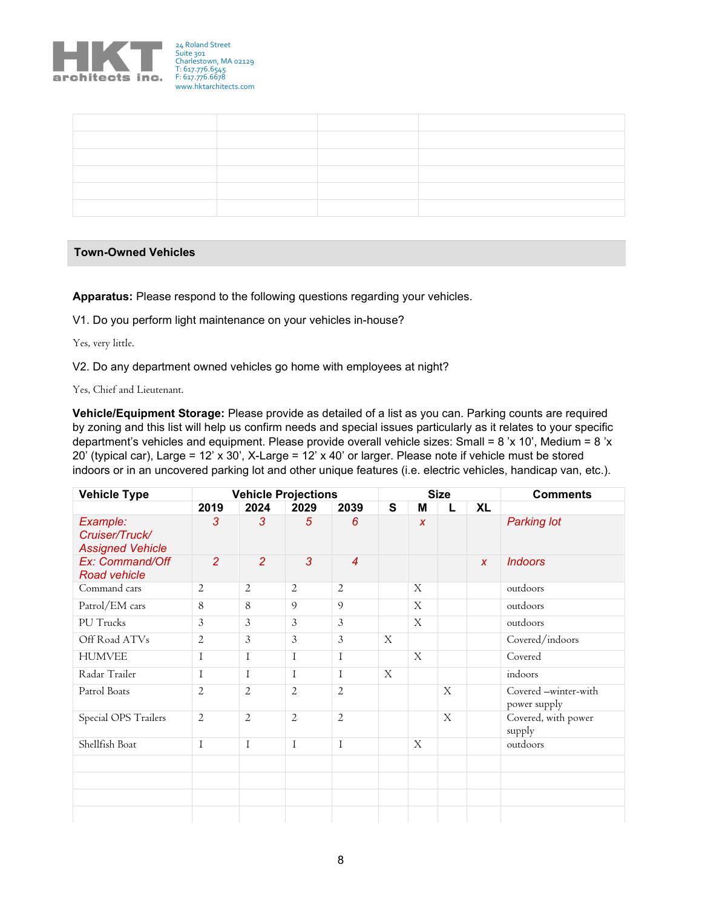| | | | |
|---|---|---|---|
| | | | |
| | | | |
| | | | |
| | | | |
| | | | |
| | | | |

## Town-Owned Vehicles

**Apparatus:** Please respond to the following questions regarding your vehicles.

V1. Do you perform light maintenance on your vehicles in-house?

Yes, very little.

V2. Do any department owned vehicles go home with employees at night?

Yes, Chief and Lieutenant.

**Vehicle/Equipment Storage:** Please provide as detailed of a list as you can. Parking counts are required by zoning and this list will help us confirm needs and special issues particularly as it relates to your specific department's vehicles and equipment. Please provide overall vehicle sizes: Small = 8 'x 10', Medium = 8 'x 20' (typical car), Large = 12' x 30', X-Large = 12' x 40' or larger. Please note if vehicle must be stored indoors or in an uncovered parking lot and other unique features (i.e. electric vehicles, handicap van, etc.).

| Vehicle Type | Vehicle Projections | | | | Size | | | | Comments |
|---|---|---|---|---|---|---|---|---|---|
| | 2019 | 2024 | 2029 | 2039 | S | M | L | XL | |
| *Example: Cruiser/Truck/ Assigned Vehicle* | *3* | *3* | *5* | *6* | | *x* | | | *Parking lot* |
| *Ex: Command/Off Road vehicle* | *2* | *2* | *3* | *4* | | | | *x* | *Indoors* |
| Command cars | 2 | 2 | 2 | 2 | | X | | | outdoors |
| Patrol/EM cars | 8 | 8 | 9 | 9 | | X | | | outdoors |
| PU Trucks | 3 | 3 | 3 | 3 | | X | | | outdoors |
| Off Road ATVs | 2 | 3 | 3 | 3 | X | | | | Covered/indoors |
| HUMVEE | 1 | 1 | 1 | 1 | | X | | | Covered |
| Radar Trailer | 1 | 1 | 1 | 1 | X | | | | indoors |
| Patrol Boats | 2 | 2 | 2 | 2 | | | X | | Covered –winter-with power supply |
| Special OPS Trailers | 2 | 2 | 2 | 2 | | | X | | Covered, with power supply |
| Shellfish Boat | 1 | 1 | 1 | 1 | | X | | | outdoors |
| | | | | | | | | | |
| | | | | | | | | | |
| | | | | | | | | | |
| | | | | | | | | | |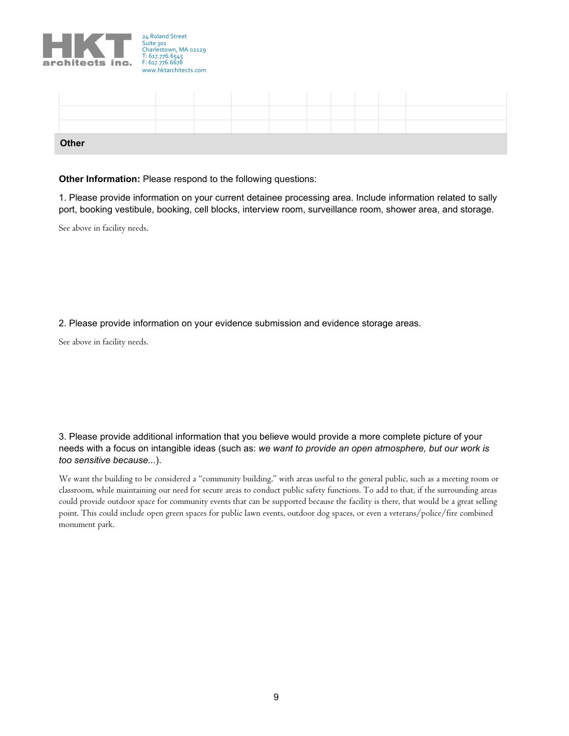| | | | | | | | | | |
|---|---|---|---|---|---|---|---|---|---|
| | | | | | | | | | |
| | | | | | | | | | |
| | | | | | | | | | |

**Other**

**Other Information:** Please respond to the following questions:

1. Please provide information on your current detainee processing area. Include information related to sally port, booking vestibule, booking, cell blocks, interview room, surveillance room, shower area, and storage.

See above in facility needs.

2. Please provide information on your evidence submission and evidence storage areas.

See above in facility needs.

3. Please provide additional information that you believe would provide a more complete picture of your needs with a focus on intangible ideas (such as: *we want to provide an open atmosphere, but our work is too sensitive because...*).

We want the building to be considered a "community building," with areas useful to the general public, such as a meeting room or classroom, while maintaining our need for secure areas to conduct public safety functions. To add to that, if the surrounding areas could provide outdoor space for community events that can be supported because the facility is there, that would be a great selling point. This could include open green spaces for public lawn events, outdoor dog spaces, or even a veterans/police/fire combined monument park.